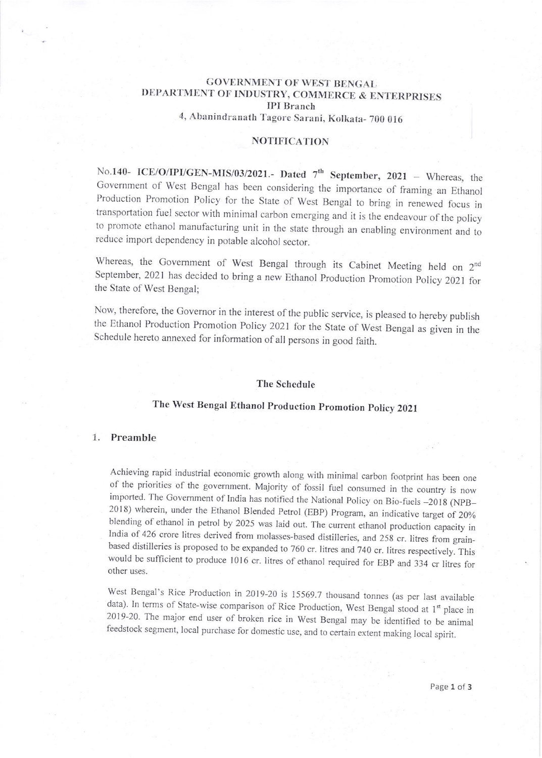# GOVERNMENT OF WEST BENGAL
## DEPARTMENT OF INDUSTRY, COMMERCE & ENTERPRISES
### IPI Branch
4, Abanindranath Tagore Sarani, Kolkata- 700 016

### NOTIFICATION

No.140- **ICE/O/IPI/GEN-MIS/03/2021.- Dated 7th September, 2021** – Whereas, the Government of West Bengal has been considering the importance of framing an Ethanol Production Promotion Policy for the State of West Bengal to bring in renewed focus in transportation fuel sector with minimal carbon emerging and it is the endeavour of the policy to promote ethanol manufacturing unit in the state through an enabling environment and to reduce import dependency in potable alcohol sector.

Whereas, the Government of West Bengal through its Cabinet Meeting held on 2nd September, 2021 has decided to bring a new Ethanol Production Promotion Policy 2021 for the State of West Bengal;

Now, therefore, the Governor in the interest of the public service, is pleased to hereby publish the Ethanol Production Promotion Policy 2021 for the State of West Bengal as given in the Schedule hereto annexed for information of all persons in good faith.

### The Schedule

### The West Bengal Ethanol Production Promotion Policy 2021

## 1. Preamble

Achieving rapid industrial economic growth along with minimal carbon footprint has been one of the priorities of the government. Majority of fossil fuel consumed in the country is now imported. The Government of India has notified the National Policy on Bio-fuels –2018 (NPB–2018) wherein, under the Ethanol Blended Petrol (EBP) Program, an indicative target of 20% blending of ethanol in petrol by 2025 was laid out. The current ethanol production capacity in India of 426 crore litres derived from molasses-based distilleries, and 258 cr. litres from grain-based distilleries is proposed to be expanded to 760 cr. litres and 740 cr. litres respectively. This would be sufficient to produce 1016 cr. litres of ethanol required for EBP and 334 cr litres for other uses.

West Bengal's Rice Production in 2019-20 is 15569.7 thousand tonnes (as per last available data). In terms of State-wise comparison of Rice Production, West Bengal stood at 1st place in 2019-20. The major end user of broken rice in West Bengal may be identified to be animal feedstock segment, local purchase for domestic use, and to certain extent making local spirit.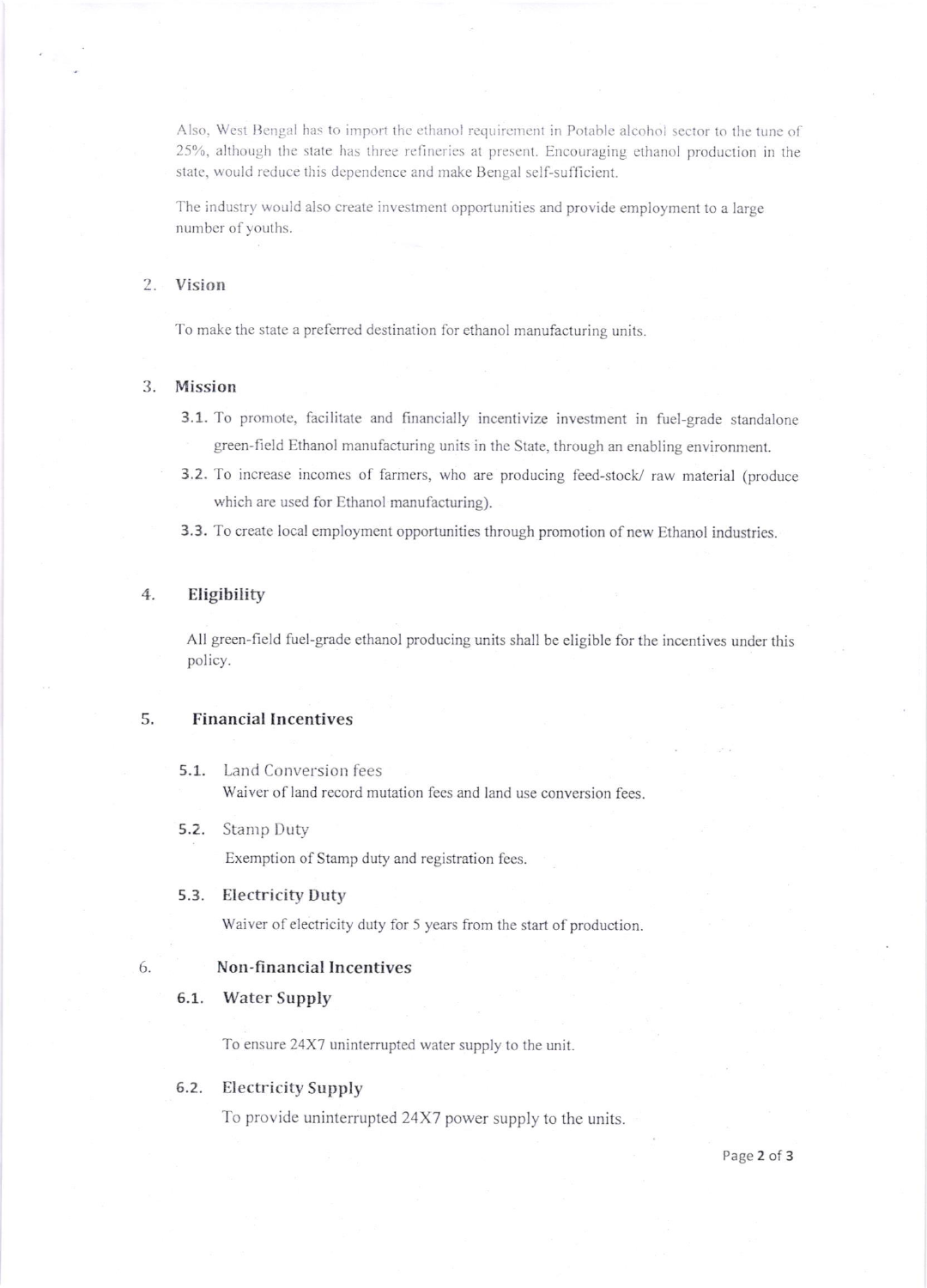Also, West Bengal has to import the ethanol requirement in Potable alcohol sector to the tune of 25%, although the state has three refineries at present. Encouraging ethanol production in the state, would reduce this dependence and make Bengal self-sufficient.

The industry would also create investment opportunities and provide employment to a large number of youths.

## 2. Vision

To make the state a preferred destination for ethanol manufacturing units.

## 3. Mission

**3.1.** To promote, facilitate and financially incentivize investment in fuel-grade standalone green-field Ethanol manufacturing units in the State, through an enabling environment.

**3.2.** To increase incomes of farmers, who are producing feed-stock/ raw material (produce which are used for Ethanol manufacturing).

**3.3.** To create local employment opportunities through promotion of new Ethanol industries.

## 4. Eligibility

All green-field fuel-grade ethanol producing units shall be eligible for the incentives under this policy.

## 5. Financial Incentives

### 5.1. Land Conversion fees

Waiver of land record mutation fees and land use conversion fees.

### 5.2. Stamp Duty

Exemption of Stamp duty and registration fees.

### 5.3. Electricity Duty

Waiver of electricity duty for 5 years from the start of production.

## 6. Non-financial Incentives

### 6.1. Water Supply

To ensure 24X7 uninterrupted water supply to the unit.

### 6.2. Electricity Supply

To provide uninterrupted 24X7 power supply to the units.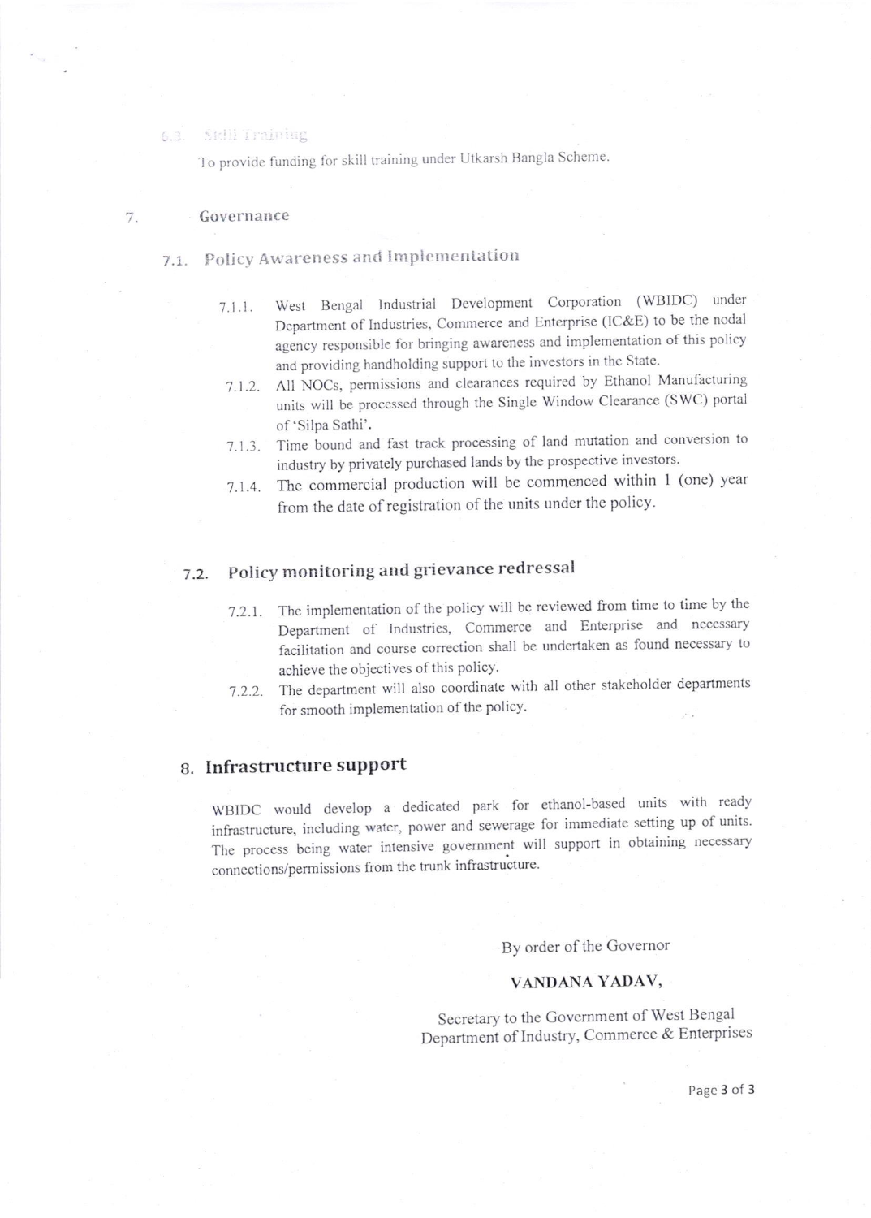### 6.3. Skill Training

To provide funding for skill training under Utkarsh Bangla Scheme.

## 7. Governance

### 7.1. Policy Awareness and Implementation

7.1.1. West Bengal Industrial Development Corporation (WBIDC) under Department of Industries, Commerce and Enterprise (IC&E) to be the nodal agency responsible for bringing awareness and implementation of this policy and providing handholding support to the investors in the State.

7.1.2. All NOCs, permissions and clearances required by Ethanol Manufacturing units will be processed through the Single Window Clearance (SWC) portal of 'Silpa Sathi'.

7.1.3. Time bound and fast track processing of land mutation and conversion to industry by privately purchased lands by the prospective investors.

7.1.4. The commercial production will be commenced within 1 (one) year from the date of registration of the units under the policy.

### 7.2. Policy monitoring and grievance redressal

7.2.1. The implementation of the policy will be reviewed from time to time by the Department of Industries, Commerce and Enterprise and necessary facilitation and course correction shall be undertaken as found necessary to achieve the objectives of this policy.

7.2.2. The department will also coordinate with all other stakeholder departments for smooth implementation of the policy.

## 8. Infrastructure support

WBIDC would develop a dedicated park for ethanol-based units with ready infrastructure, including water, power and sewerage for immediate setting up of units. The process being water intensive government will support in obtaining necessary connections/permissions from the trunk infrastructure.

By order of the Governor

**VANDANA YADAV,**

Secretary to the Government of West Bengal
Department of Industry, Commerce & Enterprises